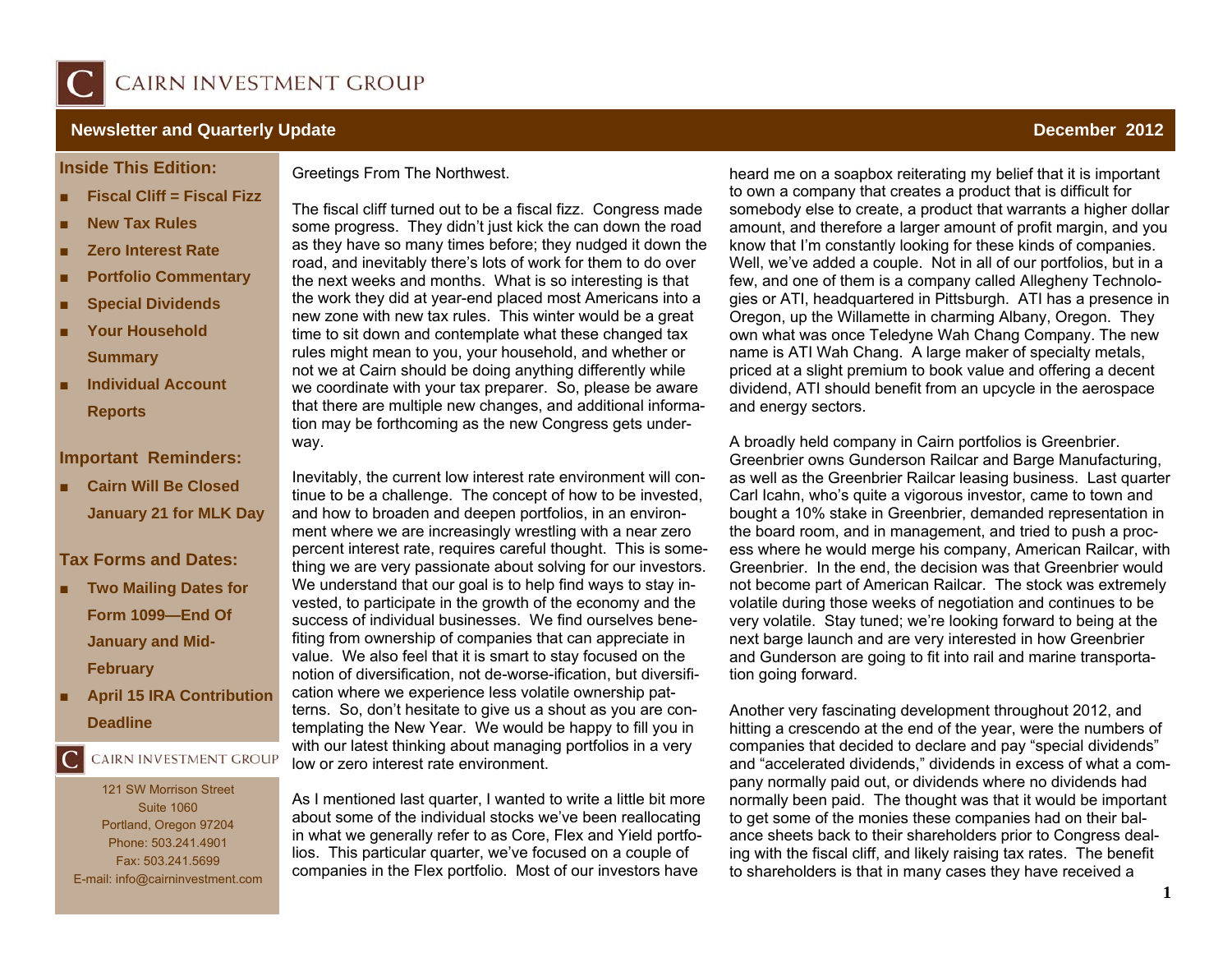# CAIRN INVESTMENT GROUP

**Newsletter and Quarterly Update** — **December 2012**

### Inside This Edition:

- **Fiscal Cliff = Fiscal Fizz**
- **New Tax Rules**
- **Zero Interest Rate**
- **Portfolio Commentary**
- **Special Dividends**
- **Your Household Summary**
- **Individual Account Reports**

### Important Reminders:

- **Cairn Will Be Closed January 21 for MLK Day**

### Tax Forms and Dates:

- **Two Mailing Dates for Form 1099—End Of January and Mid-February**
- **April 15 IRA Contribution Deadline**

CAIRN INVESTMENT GROUP
121 SW Morrison Street
Suite 1060
Portland, Oregon 97204
Phone: 503.241.4901
Fax: 503.241.5699
E-mail: info@cairninvestment.com

Greetings From The Northwest.

The fiscal cliff turned out to be a fiscal fizz. Congress made some progress. They didn't just kick the can down the road as they have so many times before; they nudged it down the road, and inevitably there's lots of work for them to do over the next weeks and months. What is so interesting is that the work they did at year-end placed most Americans into a new zone with new tax rules. This winter would be a great time to sit down and contemplate what these changed tax rules might mean to you, your household, and whether or not we at Cairn should be doing anything differently while we coordinate with your tax preparer. So, please be aware that there are multiple new changes, and additional information may be forthcoming as the new Congress gets underway.

Inevitably, the current low interest rate environment will continue to be a challenge. The concept of how to be invested, and how to broaden and deepen portfolios, in an environment where we are increasingly wrestling with a near zero percent interest rate, requires careful thought. This is something we are very passionate about solving for our investors. We understand that our goal is to help find ways to stay invested, to participate in the growth of the economy and the success of individual businesses. We find ourselves benefiting from ownership of companies that can appreciate in value. We also feel that it is smart to stay focused on the notion of diversification, not de-worse-ification, but diversification where we experience less volatile ownership patterns. So, don't hesitate to give us a shout as you are contemplating the New Year. We would be happy to fill you in with our latest thinking about managing portfolios in a very low or zero interest rate environment.

As I mentioned last quarter, I wanted to write a little bit more about some of the individual stocks we've been reallocating in what we generally refer to as Core, Flex and Yield portfolios. This particular quarter, we've focused on a couple of companies in the Flex portfolio. Most of our investors have heard me on a soapbox reiterating my belief that it is important to own a company that creates a product that is difficult for somebody else to create, a product that warrants a higher dollar amount, and therefore a larger amount of profit margin, and you know that I'm constantly looking for these kinds of companies. Well, we've added a couple. Not in all of our portfolios, but in a few, and one of them is a company called Allegheny Technologies or ATI, headquartered in Pittsburgh. ATI has a presence in Oregon, up the Willamette in charming Albany, Oregon. They own what was once Teledyne Wah Chang Company. The new name is ATI Wah Chang. A large maker of specialty metals, priced at a slight premium to book value and offering a decent dividend, ATI should benefit from an upcycle in the aerospace and energy sectors.

A broadly held company in Cairn portfolios is Greenbrier. Greenbrier owns Gunderson Railcar and Barge Manufacturing, as well as the Greenbrier Railcar leasing business. Last quarter Carl Icahn, who's quite a vigorous investor, came to town and bought a 10% stake in Greenbrier, demanded representation in the board room, and in management, and tried to push a process where he would merge his company, American Railcar, with Greenbrier. In the end, the decision was that Greenbrier would not become part of American Railcar. The stock was extremely volatile during those weeks of negotiation and continues to be very volatile. Stay tuned; we're looking forward to being at the next barge launch and are very interested in how Greenbrier and Gunderson are going to fit into rail and marine transportation going forward.

Another very fascinating development throughout 2012, and hitting a crescendo at the end of the year, were the numbers of companies that decided to declare and pay "special dividends" and "accelerated dividends," dividends in excess of what a company normally paid out, or dividends where no dividends had normally been paid. The thought was that it would be important to get some of the monies these companies had on their balance sheets back to their shareholders prior to Congress dealing with the fiscal cliff, and likely raising tax rates. The benefit to shareholders is that in many cases they have received a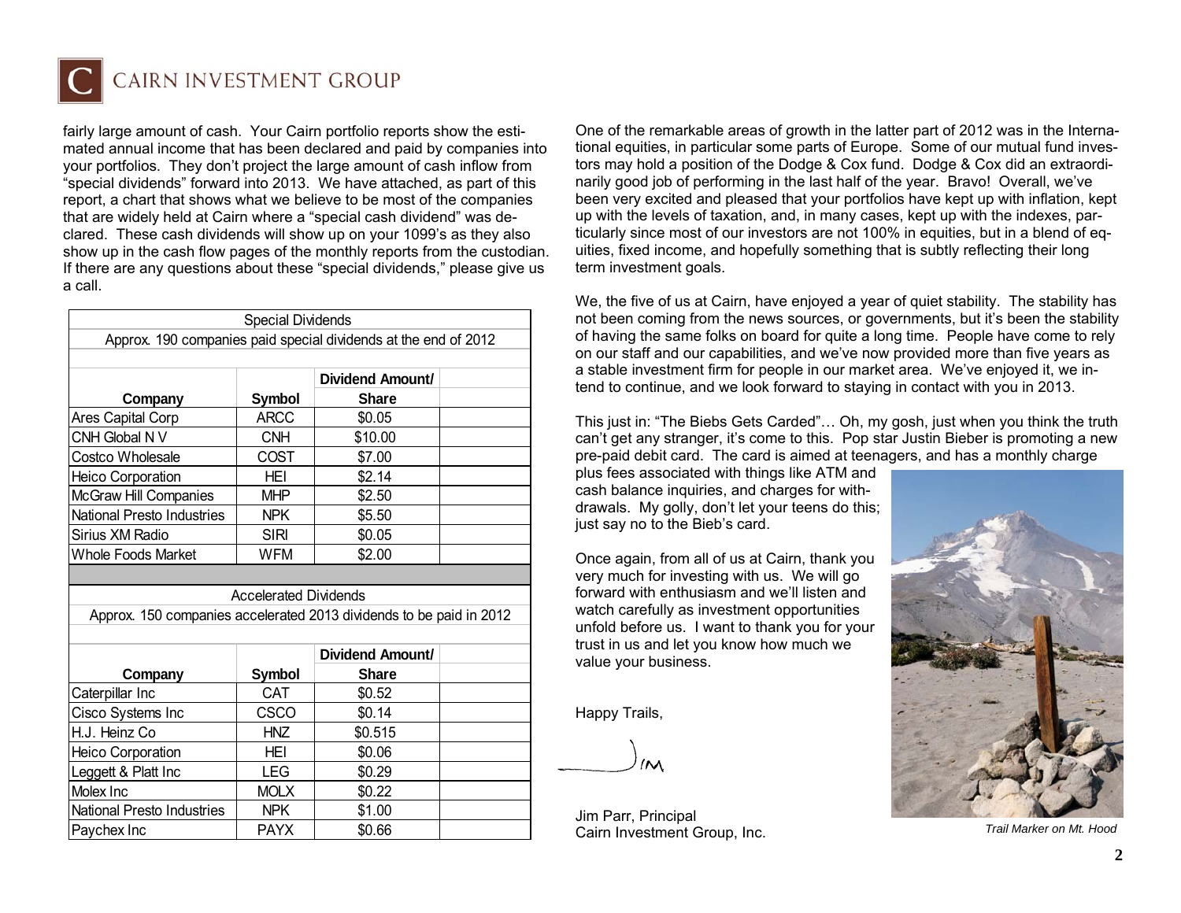fairly large amount of cash. Your Cairn portfolio reports show the estimated annual income that has been declared and paid by companies into your portfolios. They don't project the large amount of cash inflow from "special dividends" forward into 2013. We have attached, as part of this report, a chart that shows what we believe to be most of the companies that are widely held at Cairn where a "special cash dividend" was declared. These cash dividends will show up on your 1099's as they also show up in the cash flow pages of the monthly reports from the custodian. If there are any questions about these "special dividends," please give us a call.

| Special Dividends | | | |
|---|---|---|---|
| Approx. 190 companies paid special dividends at the end of 2012 | | | |
| **Company** | **Symbol** | **Dividend Amount/ Share** | |
| Ares Capital Corp | ARCC | $0.05 | |
| CNH Global N V | CNH | $10.00 | |
| Costco Wholesale | COST | $7.00 | |
| Heico Corporation | HEI | $2.14 | |
| McGraw Hill Companies | MHP | $2.50 | |
| National Presto Industries | NPK | $5.50 | |
| Sirius XM Radio | SIRI | $0.05 | |
| Whole Foods Market | WFM | $2.00 | |

| Accelerated Dividends | | | |
|---|---|---|---|
| Approx. 150 companies accelerated 2013 dividends to be paid in 2012 | | | |
| **Company** | **Symbol** | **Dividend Amount/ Share** | |
| Caterpillar Inc | CAT | $0.52 | |
| Cisco Systems Inc | CSCO | $0.14 | |
| H.J. Heinz Co | HNZ | $0.515 | |
| Heico Corporation | HEI | $0.06 | |
| Leggett & Platt Inc | LEG | $0.29 | |
| Molex Inc | MOLX | $0.22 | |
| National Presto Industries | NPK | $1.00 | |
| Paychex Inc | PAYX | $0.66 | |

One of the remarkable areas of growth in the latter part of 2012 was in the International equities, in particular some parts of Europe. Some of our mutual fund investors may hold a position of the Dodge & Cox fund. Dodge & Cox did an extraordinarily good job of performing in the last half of the year. Bravo! Overall, we've been very excited and pleased that your portfolios have kept up with inflation, kept up with the levels of taxation, and, in many cases, kept up with the indexes, particularly since most of our investors are not 100% in equities, but in a blend of equities, fixed income, and hopefully something that is subtly reflecting their long term investment goals.

We, the five of us at Cairn, have enjoyed a year of quiet stability. The stability has not been coming from the news sources, or governments, but it's been the stability of having the same folks on board for quite a long time. People have come to rely on our staff and our capabilities, and we've now provided more than five years as a stable investment firm for people in our market area. We've enjoyed it, we intend to continue, and we look forward to staying in contact with you in 2013.

This just in: "The Biebs Gets Carded"… Oh, my gosh, just when you think the truth can't get any stranger, it's come to this. Pop star Justin Bieber is promoting a new pre-paid debit card. The card is aimed at teenagers, and has a monthly charge plus fees associated with things like ATM and cash balance inquiries, and charges for withdrawals. My golly, don't let your teens do this; just say no to the Bieb's card.

Once again, from all of us at Cairn, thank you very much for investing with us. We will go forward with enthusiasm and we'll listen and watch carefully as investment opportunities unfold before us. I want to thank you for your trust in us and let you know how much we value your business.

Happy Trails,

Jim

Jim Parr, Principal
Cairn Investment Group, Inc.

*Trail Marker on Mt. Hood*